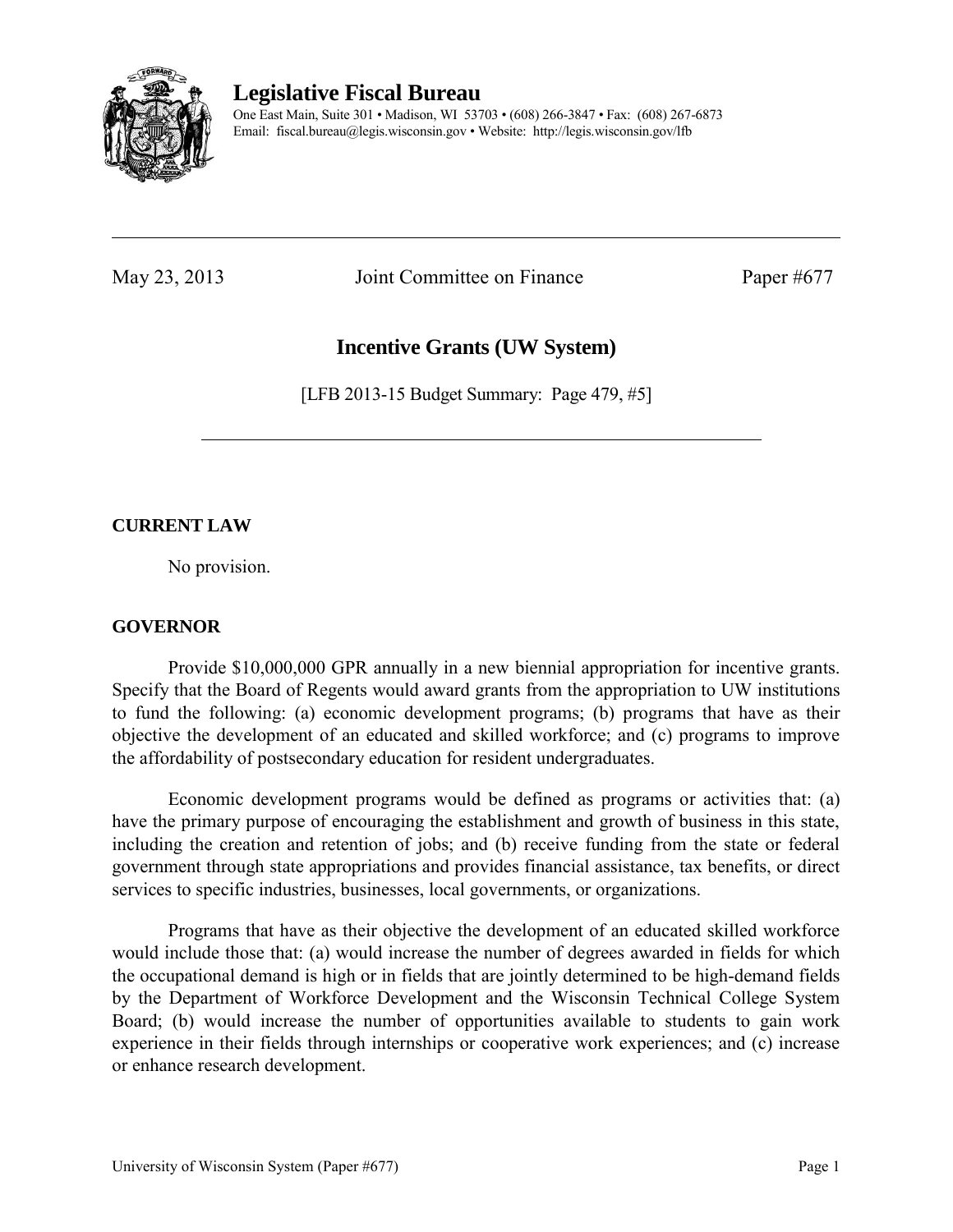# Legislative Fiscal Bureau

One East Main, Suite 301 • Madison, WI 53703 • (608) 266-3847 • Fax: (608) 267-6873
Email: fiscal.bureau@legis.wisconsin.gov • Website: http://legis.wisconsin.gov/lfb

---

May 23, 2013 Joint Committee on Finance Paper #677

## Incentive Grants (UW System)

[LFB 2013-15 Budget Summary: Page 479, #5]

---

**CURRENT LAW**

No provision.

**GOVERNOR**

Provide $10,000,000 GPR annually in a new biennial appropriation for incentive grants. Specify that the Board of Regents would award grants from the appropriation to UW institutions to fund the following: (a) economic development programs; (b) programs that have as their objective the development of an educated and skilled workforce; and (c) programs to improve the affordability of postsecondary education for resident undergraduates.

Economic development programs would be defined as programs or activities that: (a) have the primary purpose of encouraging the establishment and growth of business in this state, including the creation and retention of jobs; and (b) receive funding from the state or federal government through state appropriations and provides financial assistance, tax benefits, or direct services to specific industries, businesses, local governments, or organizations.

Programs that have as their objective the development of an educated skilled workforce would include those that: (a) would increase the number of degrees awarded in fields for which the occupational demand is high or in fields that are jointly determined to be high-demand fields by the Department of Workforce Development and the Wisconsin Technical College System Board; (b) would increase the number of opportunities available to students to gain work experience in their fields through internships or cooperative work experiences; and (c) increase or enhance research development.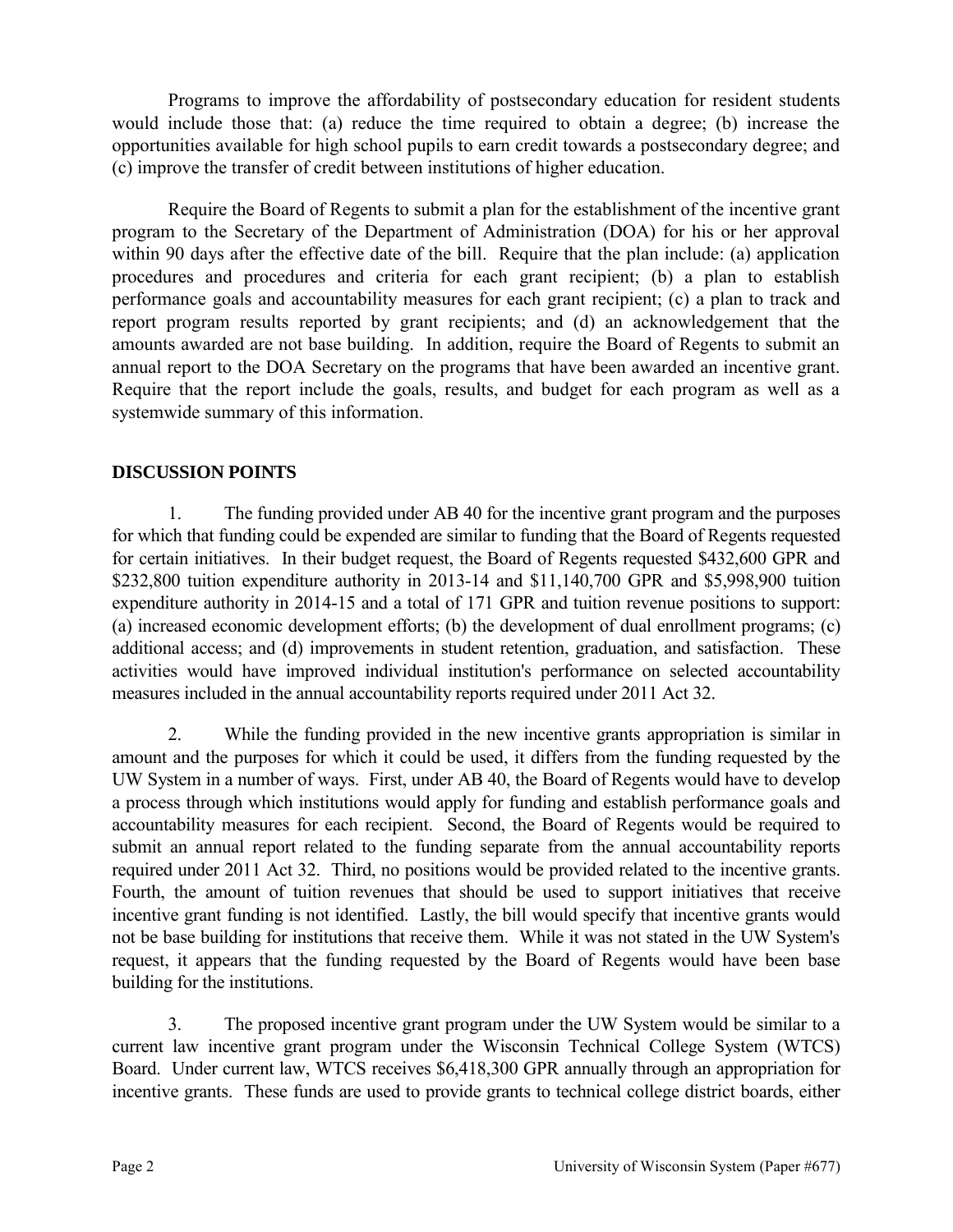Programs to improve the affordability of postsecondary education for resident students would include those that: (a) reduce the time required to obtain a degree; (b) increase the opportunities available for high school pupils to earn credit towards a postsecondary degree; and (c) improve the transfer of credit between institutions of higher education.

Require the Board of Regents to submit a plan for the establishment of the incentive grant program to the Secretary of the Department of Administration (DOA) for his or her approval within 90 days after the effective date of the bill. Require that the plan include: (a) application procedures and procedures and criteria for each grant recipient; (b) a plan to establish performance goals and accountability measures for each grant recipient; (c) a plan to track and report program results reported by grant recipients; and (d) an acknowledgement that the amounts awarded are not base building. In addition, require the Board of Regents to submit an annual report to the DOA Secretary on the programs that have been awarded an incentive grant. Require that the report include the goals, results, and budget for each program as well as a systemwide summary of this information.

## DISCUSSION POINTS

1. The funding provided under AB 40 for the incentive grant program and the purposes for which that funding could be expended are similar to funding that the Board of Regents requested for certain initiatives. In their budget request, the Board of Regents requested $432,600 GPR and $232,800 tuition expenditure authority in 2013-14 and $11,140,700 GPR and $5,998,900 tuition expenditure authority in 2014-15 and a total of 171 GPR and tuition revenue positions to support: (a) increased economic development efforts; (b) the development of dual enrollment programs; (c) additional access; and (d) improvements in student retention, graduation, and satisfaction. These activities would have improved individual institution's performance on selected accountability measures included in the annual accountability reports required under 2011 Act 32.

2. While the funding provided in the new incentive grants appropriation is similar in amount and the purposes for which it could be used, it differs from the funding requested by the UW System in a number of ways. First, under AB 40, the Board of Regents would have to develop a process through which institutions would apply for funding and establish performance goals and accountability measures for each recipient. Second, the Board of Regents would be required to submit an annual report related to the funding separate from the annual accountability reports required under 2011 Act 32. Third, no positions would be provided related to the incentive grants. Fourth, the amount of tuition revenues that should be used to support initiatives that receive incentive grant funding is not identified. Lastly, the bill would specify that incentive grants would not be base building for institutions that receive them. While it was not stated in the UW System's request, it appears that the funding requested by the Board of Regents would have been base building for the institutions.

3. The proposed incentive grant program under the UW System would be similar to a current law incentive grant program under the Wisconsin Technical College System (WTCS) Board. Under current law, WTCS receives $6,418,300 GPR annually through an appropriation for incentive grants. These funds are used to provide grants to technical college district boards, either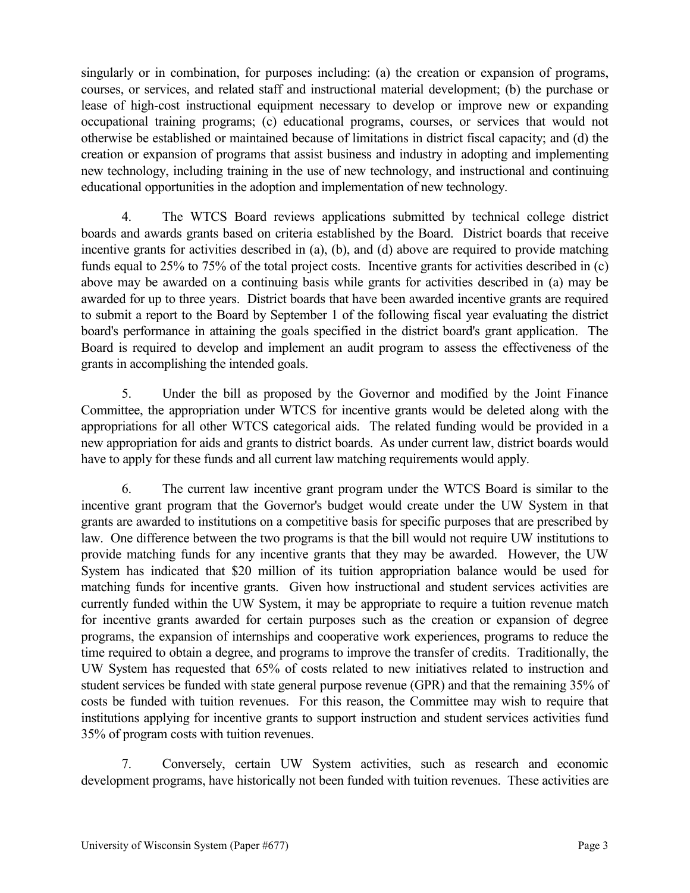singularly or in combination, for purposes including: (a) the creation or expansion of programs, courses, or services, and related staff and instructional material development; (b) the purchase or lease of high-cost instructional equipment necessary to develop or improve new or expanding occupational training programs; (c) educational programs, courses, or services that would not otherwise be established or maintained because of limitations in district fiscal capacity; and (d) the creation or expansion of programs that assist business and industry in adopting and implementing new technology, including training in the use of new technology, and instructional and continuing educational opportunities in the adoption and implementation of new technology.

4. The WTCS Board reviews applications submitted by technical college district boards and awards grants based on criteria established by the Board. District boards that receive incentive grants for activities described in (a), (b), and (d) above are required to provide matching funds equal to 25% to 75% of the total project costs. Incentive grants for activities described in (c) above may be awarded on a continuing basis while grants for activities described in (a) may be awarded for up to three years. District boards that have been awarded incentive grants are required to submit a report to the Board by September 1 of the following fiscal year evaluating the district board's performance in attaining the goals specified in the district board's grant application. The Board is required to develop and implement an audit program to assess the effectiveness of the grants in accomplishing the intended goals.

5. Under the bill as proposed by the Governor and modified by the Joint Finance Committee, the appropriation under WTCS for incentive grants would be deleted along with the appropriations for all other WTCS categorical aids. The related funding would be provided in a new appropriation for aids and grants to district boards. As under current law, district boards would have to apply for these funds and all current law matching requirements would apply.

6. The current law incentive grant program under the WTCS Board is similar to the incentive grant program that the Governor's budget would create under the UW System in that grants are awarded to institutions on a competitive basis for specific purposes that are prescribed by law. One difference between the two programs is that the bill would not require UW institutions to provide matching funds for any incentive grants that they may be awarded. However, the UW System has indicated that $20 million of its tuition appropriation balance would be used for matching funds for incentive grants. Given how instructional and student services activities are currently funded within the UW System, it may be appropriate to require a tuition revenue match for incentive grants awarded for certain purposes such as the creation or expansion of degree programs, the expansion of internships and cooperative work experiences, programs to reduce the time required to obtain a degree, and programs to improve the transfer of credits. Traditionally, the UW System has requested that 65% of costs related to new initiatives related to instruction and student services be funded with state general purpose revenue (GPR) and that the remaining 35% of costs be funded with tuition revenues. For this reason, the Committee may wish to require that institutions applying for incentive grants to support instruction and student services activities fund 35% of program costs with tuition revenues.

7. Conversely, certain UW System activities, such as research and economic development programs, have historically not been funded with tuition revenues. These activities are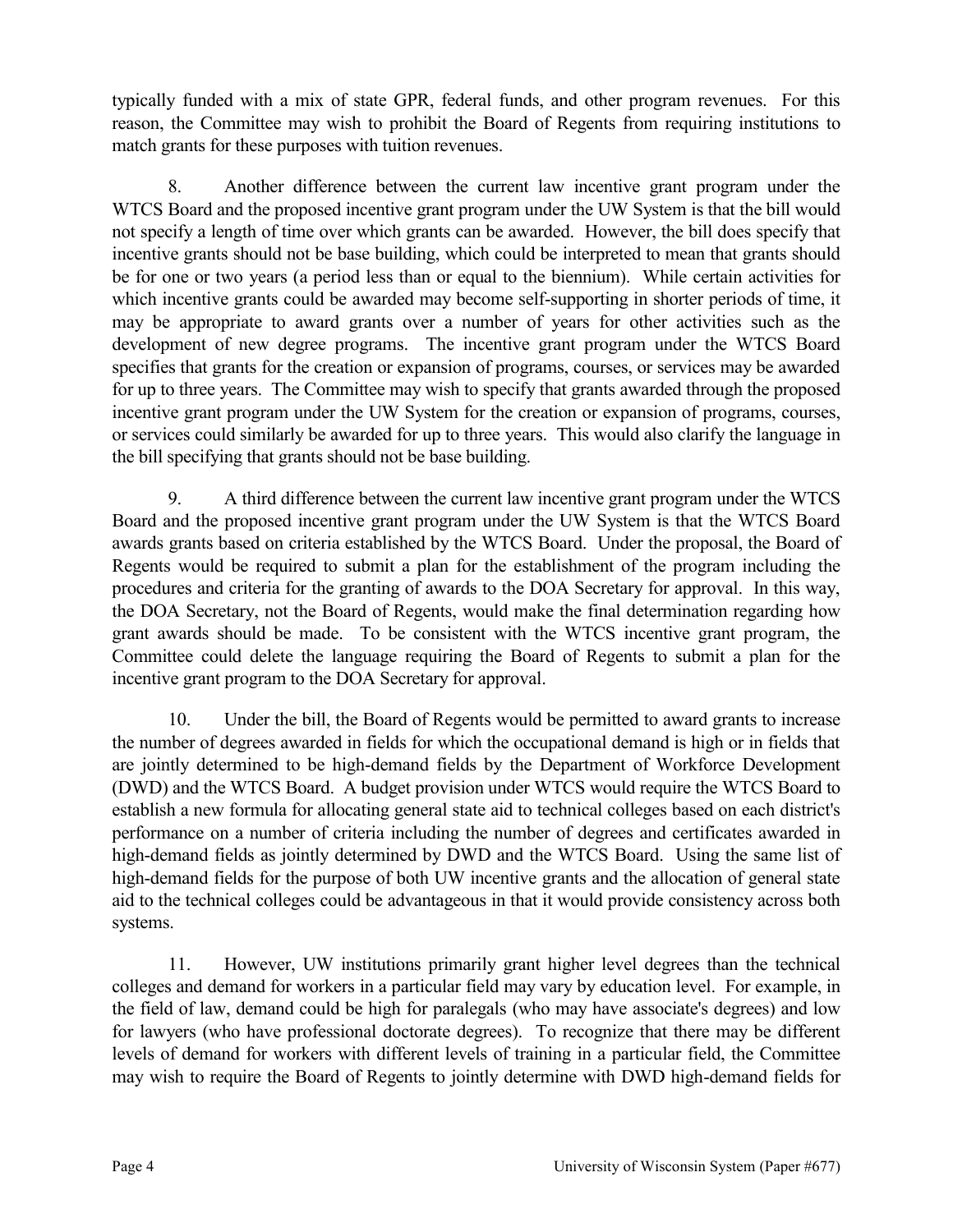typically funded with a mix of state GPR, federal funds, and other program revenues. For this reason, the Committee may wish to prohibit the Board of Regents from requiring institutions to match grants for these purposes with tuition revenues.

8. Another difference between the current law incentive grant program under the WTCS Board and the proposed incentive grant program under the UW System is that the bill would not specify a length of time over which grants can be awarded. However, the bill does specify that incentive grants should not be base building, which could be interpreted to mean that grants should be for one or two years (a period less than or equal to the biennium). While certain activities for which incentive grants could be awarded may become self-supporting in shorter periods of time, it may be appropriate to award grants over a number of years for other activities such as the development of new degree programs. The incentive grant program under the WTCS Board specifies that grants for the creation or expansion of programs, courses, or services may be awarded for up to three years. The Committee may wish to specify that grants awarded through the proposed incentive grant program under the UW System for the creation or expansion of programs, courses, or services could similarly be awarded for up to three years. This would also clarify the language in the bill specifying that grants should not be base building.

9. A third difference between the current law incentive grant program under the WTCS Board and the proposed incentive grant program under the UW System is that the WTCS Board awards grants based on criteria established by the WTCS Board. Under the proposal, the Board of Regents would be required to submit a plan for the establishment of the program including the procedures and criteria for the granting of awards to the DOA Secretary for approval. In this way, the DOA Secretary, not the Board of Regents, would make the final determination regarding how grant awards should be made. To be consistent with the WTCS incentive grant program, the Committee could delete the language requiring the Board of Regents to submit a plan for the incentive grant program to the DOA Secretary for approval.

10. Under the bill, the Board of Regents would be permitted to award grants to increase the number of degrees awarded in fields for which the occupational demand is high or in fields that are jointly determined to be high-demand fields by the Department of Workforce Development (DWD) and the WTCS Board. A budget provision under WTCS would require the WTCS Board to establish a new formula for allocating general state aid to technical colleges based on each district's performance on a number of criteria including the number of degrees and certificates awarded in high-demand fields as jointly determined by DWD and the WTCS Board. Using the same list of high-demand fields for the purpose of both UW incentive grants and the allocation of general state aid to the technical colleges could be advantageous in that it would provide consistency across both systems.

11. However, UW institutions primarily grant higher level degrees than the technical colleges and demand for workers in a particular field may vary by education level. For example, in the field of law, demand could be high for paralegals (who may have associate's degrees) and low for lawyers (who have professional doctorate degrees). To recognize that there may be different levels of demand for workers with different levels of training in a particular field, the Committee may wish to require the Board of Regents to jointly determine with DWD high-demand fields for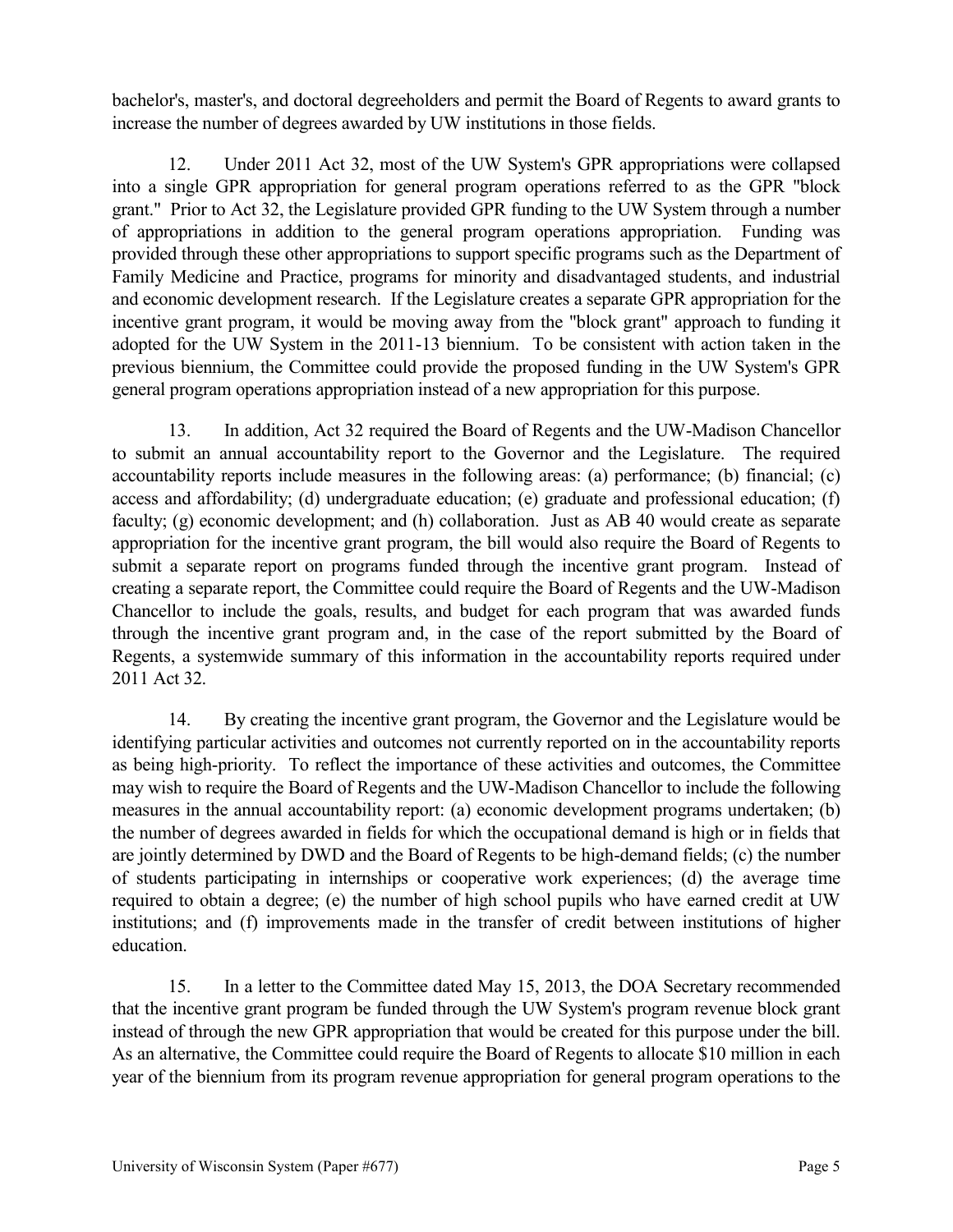bachelor's, master's, and doctoral degreeholders and permit the Board of Regents to award grants to increase the number of degrees awarded by UW institutions in those fields.

12. Under 2011 Act 32, most of the UW System's GPR appropriations were collapsed into a single GPR appropriation for general program operations referred to as the GPR "block grant." Prior to Act 32, the Legislature provided GPR funding to the UW System through a number of appropriations in addition to the general program operations appropriation. Funding was provided through these other appropriations to support specific programs such as the Department of Family Medicine and Practice, programs for minority and disadvantaged students, and industrial and economic development research. If the Legislature creates a separate GPR appropriation for the incentive grant program, it would be moving away from the "block grant" approach to funding it adopted for the UW System in the 2011-13 biennium. To be consistent with action taken in the previous biennium, the Committee could provide the proposed funding in the UW System's GPR general program operations appropriation instead of a new appropriation for this purpose.

13. In addition, Act 32 required the Board of Regents and the UW-Madison Chancellor to submit an annual accountability report to the Governor and the Legislature. The required accountability reports include measures in the following areas: (a) performance; (b) financial; (c) access and affordability; (d) undergraduate education; (e) graduate and professional education; (f) faculty; (g) economic development; and (h) collaboration. Just as AB 40 would create as separate appropriation for the incentive grant program, the bill would also require the Board of Regents to submit a separate report on programs funded through the incentive grant program. Instead of creating a separate report, the Committee could require the Board of Regents and the UW-Madison Chancellor to include the goals, results, and budget for each program that was awarded funds through the incentive grant program and, in the case of the report submitted by the Board of Regents, a systemwide summary of this information in the accountability reports required under 2011 Act 32.

14. By creating the incentive grant program, the Governor and the Legislature would be identifying particular activities and outcomes not currently reported on in the accountability reports as being high-priority. To reflect the importance of these activities and outcomes, the Committee may wish to require the Board of Regents and the UW-Madison Chancellor to include the following measures in the annual accountability report: (a) economic development programs undertaken; (b) the number of degrees awarded in fields for which the occupational demand is high or in fields that are jointly determined by DWD and the Board of Regents to be high-demand fields; (c) the number of students participating in internships or cooperative work experiences; (d) the average time required to obtain a degree; (e) the number of high school pupils who have earned credit at UW institutions; and (f) improvements made in the transfer of credit between institutions of higher education.

15. In a letter to the Committee dated May 15, 2013, the DOA Secretary recommended that the incentive grant program be funded through the UW System's program revenue block grant instead of through the new GPR appropriation that would be created for this purpose under the bill. As an alternative, the Committee could require the Board of Regents to allocate $10 million in each year of the biennium from its program revenue appropriation for general program operations to the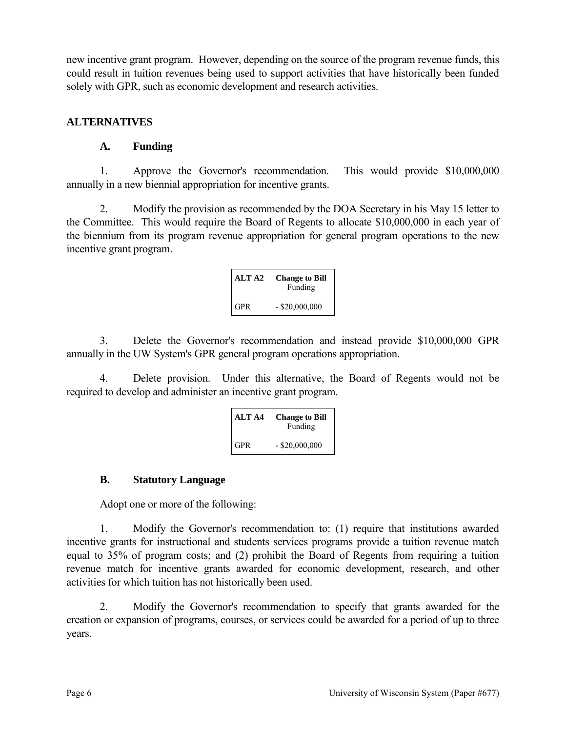new incentive grant program. However, depending on the source of the program revenue funds, this could result in tuition revenues being used to support activities that have historically been funded solely with GPR, such as economic development and research activities.

## ALTERNATIVES

### A. Funding

1. Approve the Governor's recommendation. This would provide $10,000,000 annually in a new biennial appropriation for incentive grants.

2. Modify the provision as recommended by the DOA Secretary in his May 15 letter to the Committee. This would require the Board of Regents to allocate $10,000,000 in each year of the biennium from its program revenue appropriation for general program operations to the new incentive grant program.

| ALT A2 | Change to Bill Funding |
|---|---|
| GPR | - $20,000,000 |

3. Delete the Governor's recommendation and instead provide $10,000,000 GPR annually in the UW System's GPR general program operations appropriation.

4. Delete provision. Under this alternative, the Board of Regents would not be required to develop and administer an incentive grant program.

| ALT A4 | Change to Bill Funding |
|---|---|
| GPR | - $20,000,000 |

### B. Statutory Language

Adopt one or more of the following:

1. Modify the Governor's recommendation to: (1) require that institutions awarded incentive grants for instructional and students services programs provide a tuition revenue match equal to 35% of program costs; and (2) prohibit the Board of Regents from requiring a tuition revenue match for incentive grants awarded for economic development, research, and other activities for which tuition has not historically been used.

2. Modify the Governor's recommendation to specify that grants awarded for the creation or expansion of programs, courses, or services could be awarded for a period of up to three years.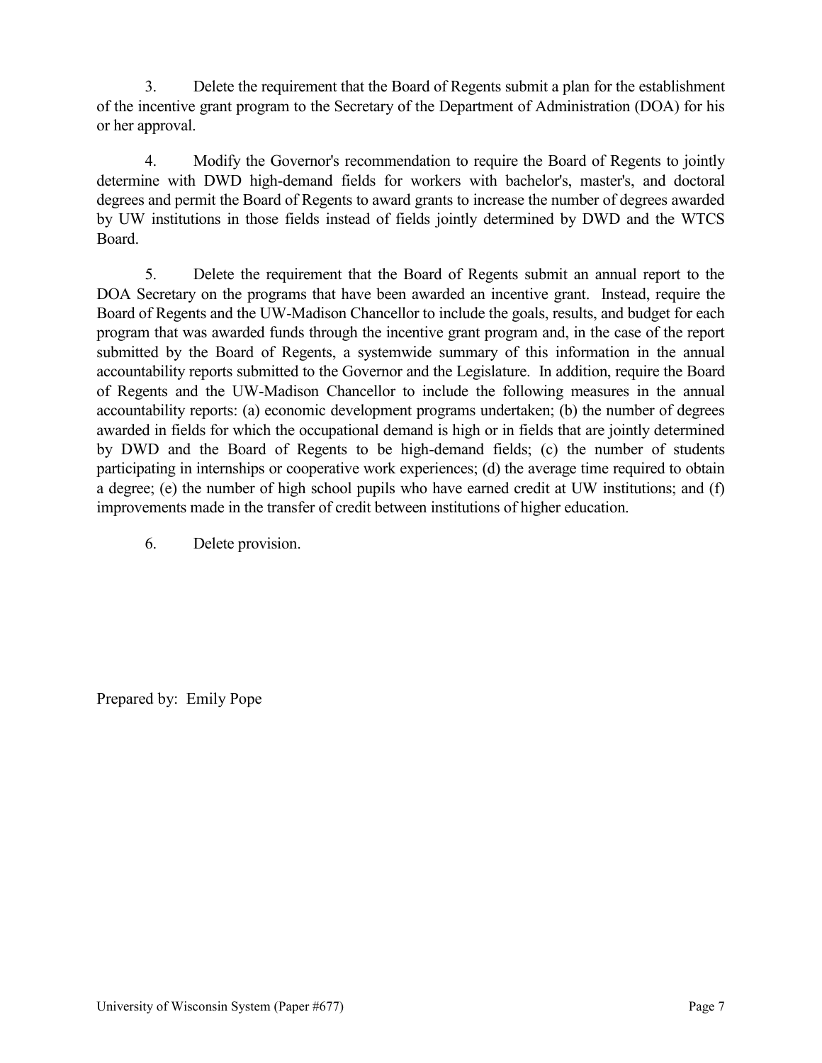3. Delete the requirement that the Board of Regents submit a plan for the establishment of the incentive grant program to the Secretary of the Department of Administration (DOA) for his or her approval.

4. Modify the Governor's recommendation to require the Board of Regents to jointly determine with DWD high-demand fields for workers with bachelor's, master's, and doctoral degrees and permit the Board of Regents to award grants to increase the number of degrees awarded by UW institutions in those fields instead of fields jointly determined by DWD and the WTCS Board.

5. Delete the requirement that the Board of Regents submit an annual report to the DOA Secretary on the programs that have been awarded an incentive grant. Instead, require the Board of Regents and the UW-Madison Chancellor to include the goals, results, and budget for each program that was awarded funds through the incentive grant program and, in the case of the report submitted by the Board of Regents, a systemwide summary of this information in the annual accountability reports submitted to the Governor and the Legislature. In addition, require the Board of Regents and the UW-Madison Chancellor to include the following measures in the annual accountability reports: (a) economic development programs undertaken; (b) the number of degrees awarded in fields for which the occupational demand is high or in fields that are jointly determined by DWD and the Board of Regents to be high-demand fields; (c) the number of students participating in internships or cooperative work experiences; (d) the average time required to obtain a degree; (e) the number of high school pupils who have earned credit at UW institutions; and (f) improvements made in the transfer of credit between institutions of higher education.

6. Delete provision.

Prepared by: Emily Pope